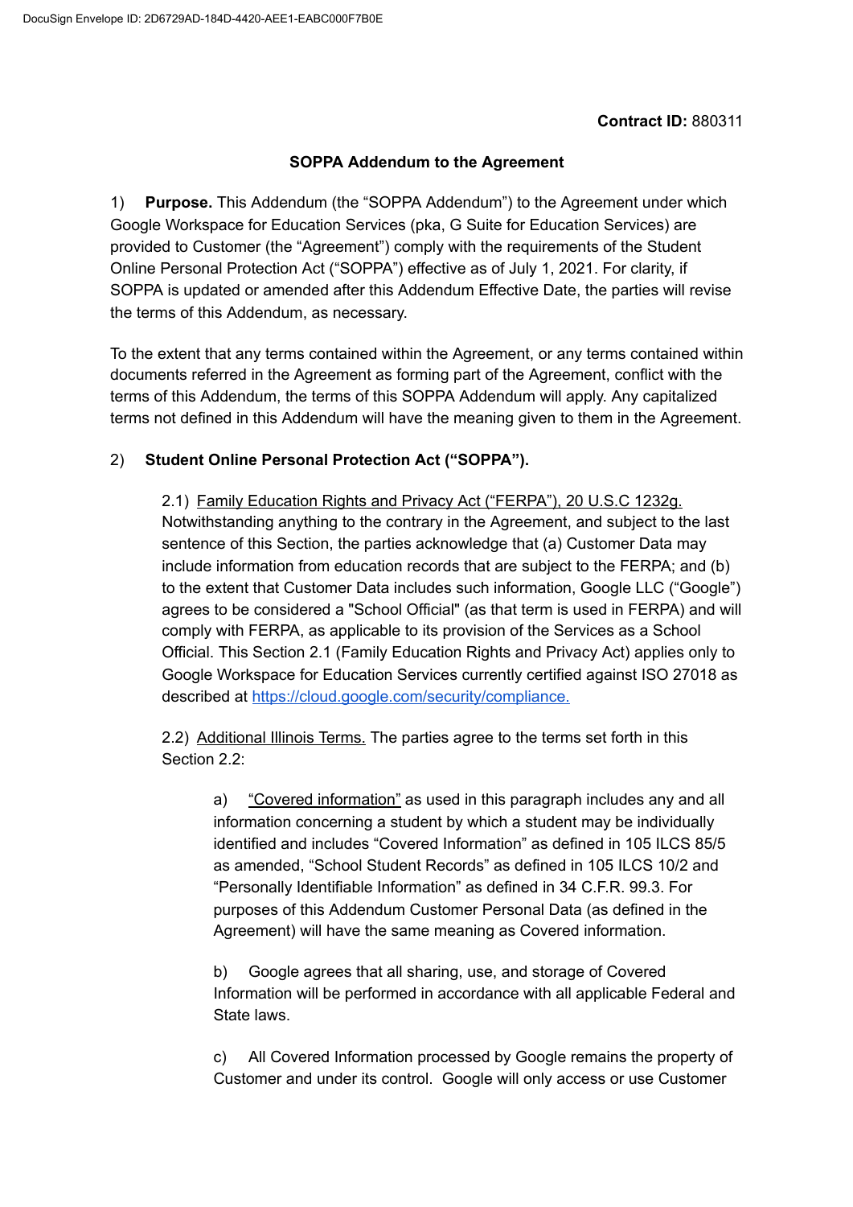**Contract ID:** 880311

**SOPPA Addendum to the Agreement**

1) **Purpose.** This Addendum (the "SOPPA Addendum") to the Agreement under which Google Workspace for Education Services (pka, G Suite for Education Services) are provided to Customer (the "Agreement") comply with the requirements of the Student Online Personal Protection Act ("SOPPA") effective as of July 1, 2021. For clarity, if SOPPA is updated or amended after this Addendum Effective Date, the parties will revise the terms of this Addendum, as necessary.

To the extent that any terms contained within the Agreement, or any terms contained within documents referred in the Agreement as forming part of the Agreement, conflict with the terms of this Addendum, the terms of this SOPPA Addendum will apply. Any capitalized terms not defined in this Addendum will have the meaning given to them in the Agreement.

2) **Student Online Personal Protection Act ("SOPPA").**

2.1) Family Education Rights and Privacy Act ("FERPA"), 20 U.S.C 1232g. Notwithstanding anything to the contrary in the Agreement, and subject to the last sentence of this Section, the parties acknowledge that (a) Customer Data may include information from education records that are subject to the FERPA; and (b) to the extent that Customer Data includes such information, Google LLC ("Google") agrees to be considered a "School Official" (as that term is used in FERPA) and will comply with FERPA, as applicable to its provision of the Services as a School Official. This Section 2.1 (Family Education Rights and Privacy Act) applies only to Google Workspace for Education Services currently certified against ISO 27018 as described at https://cloud.google.com/security/compliance.

2.2) Additional Illinois Terms. The parties agree to the terms set forth in this Section 2.2:

a) "Covered information" as used in this paragraph includes any and all information concerning a student by which a student may be individually identified and includes "Covered Information" as defined in 105 ILCS 85/5 as amended, "School Student Records" as defined in 105 ILCS 10/2 and "Personally Identifiable Information" as defined in 34 C.F.R. 99.3. For purposes of this Addendum Customer Personal Data (as defined in the Agreement) will have the same meaning as Covered information.

b) Google agrees that all sharing, use, and storage of Covered Information will be performed in accordance with all applicable Federal and State laws.

c) All Covered Information processed by Google remains the property of Customer and under its control. Google will only access or use Customer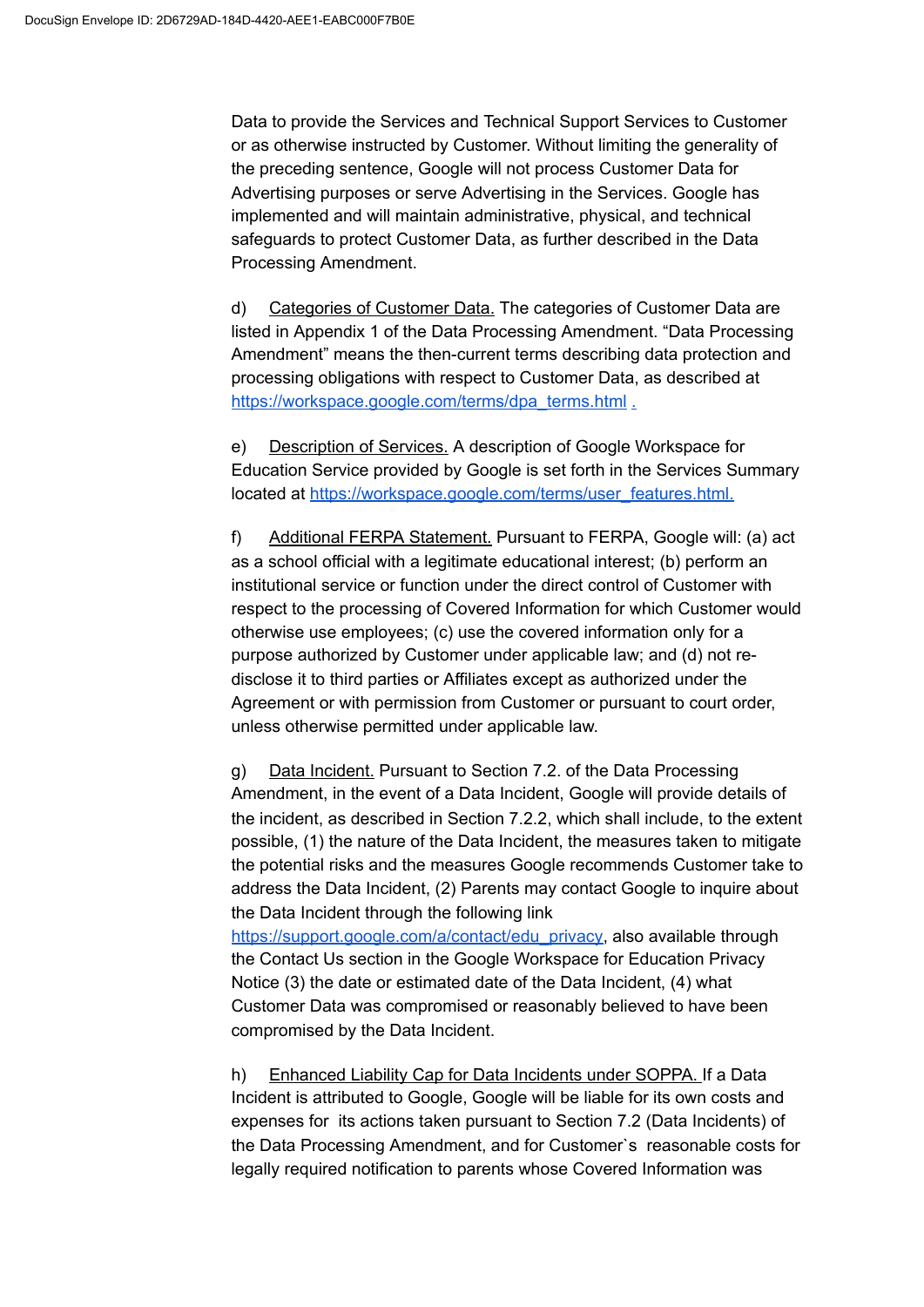Data to provide the Services and Technical Support Services to Customer or as otherwise instructed by Customer. Without limiting the generality of the preceding sentence, Google will not process Customer Data for Advertising purposes or serve Advertising in the Services. Google has implemented and will maintain administrative, physical, and technical safeguards to protect Customer Data, as further described in the Data Processing Amendment.

d) Categories of Customer Data. The categories of Customer Data are listed in Appendix 1 of the Data Processing Amendment. "Data Processing Amendment" means the then-current terms describing data protection and processing obligations with respect to Customer Data, as described at [https://workspace.google.com/terms/dpa_terms.html](https://workspace.google.com/terms/dpa_terms.html) .

e) Description of Services. A description of Google Workspace for Education Service provided by Google is set forth in the Services Summary located at [https://workspace.google.com/terms/user_features.html.](https://workspace.google.com/terms/user_features.html)

f) Additional FERPA Statement. Pursuant to FERPA, Google will: (a) act as a school official with a legitimate educational interest; (b) perform an institutional service or function under the direct control of Customer with respect to the processing of Covered Information for which Customer would otherwise use employees; (c) use the covered information only for a purpose authorized by Customer under applicable law; and (d) not re-disclose it to third parties or Affiliates except as authorized under the Agreement or with permission from Customer or pursuant to court order, unless otherwise permitted under applicable law.

g) Data Incident. Pursuant to Section 7.2. of the Data Processing Amendment, in the event of a Data Incident, Google will provide details of the incident, as described in Section 7.2.2, which shall include, to the extent possible, (1) the nature of the Data Incident, the measures taken to mitigate the potential risks and the measures Google recommends Customer take to address the Data Incident, (2) Parents may contact Google to inquire about the Data Incident through the following link [https://support.google.com/a/contact/edu_privacy](https://support.google.com/a/contact/edu_privacy), also available through the Contact Us section in the Google Workspace for Education Privacy Notice (3) the date or estimated date of the Data Incident, (4) what Customer Data was compromised or reasonably believed to have been compromised by the Data Incident.

h) Enhanced Liability Cap for Data Incidents under SOPPA. If a Data Incident is attributed to Google, Google will be liable for its own costs and expenses for its actions taken pursuant to Section 7.2 (Data Incidents) of the Data Processing Amendment, and for Customer`s reasonable costs for legally required notification to parents whose Covered Information was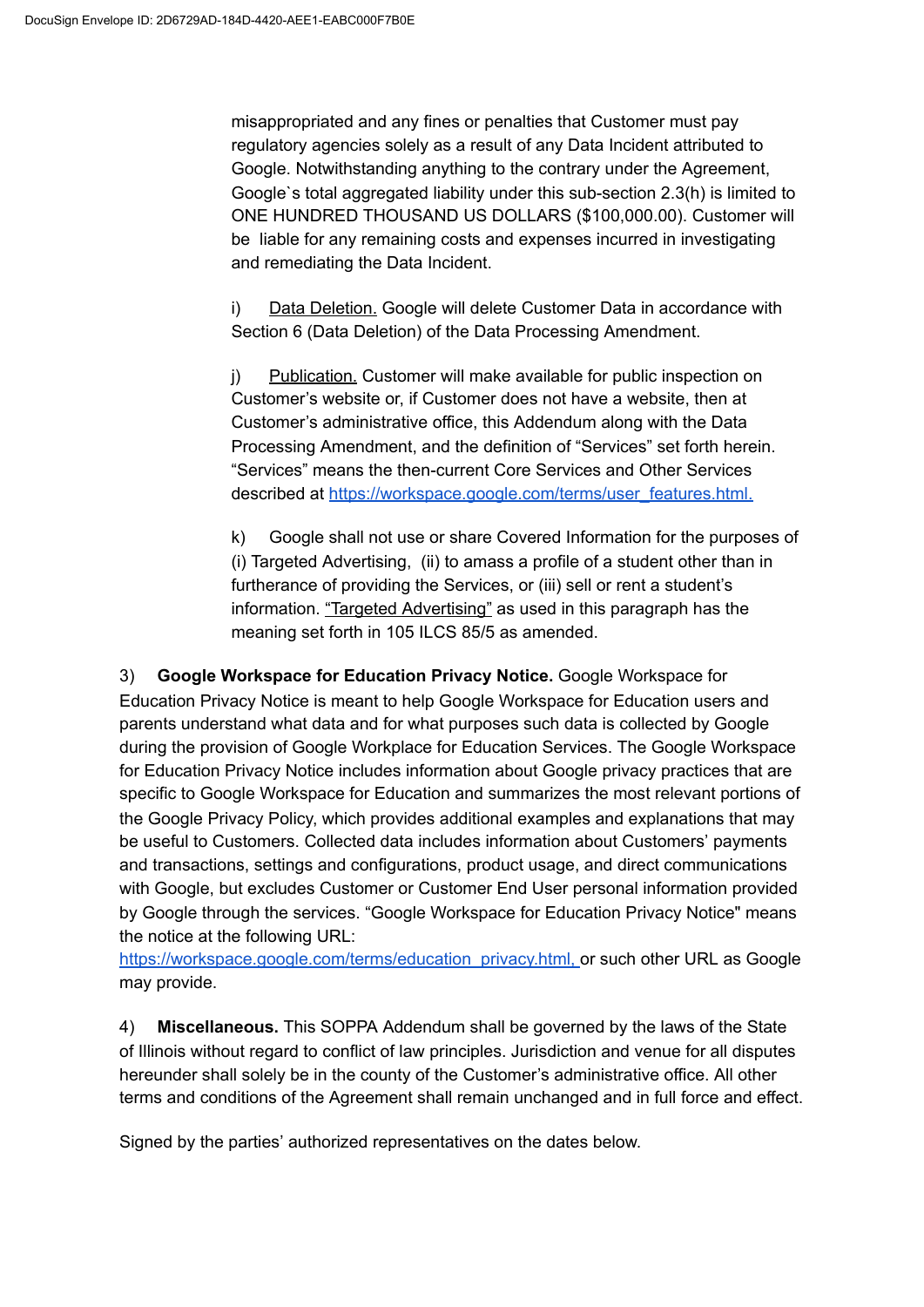misappropriated and any fines or penalties that Customer must pay regulatory agencies solely as a result of any Data Incident attributed to Google. Notwithstanding anything to the contrary under the Agreement, Google`s total aggregated liability under this sub-section 2.3(h) is limited to ONE HUNDRED THOUSAND US DOLLARS ($100,000.00). Customer will be liable for any remaining costs and expenses incurred in investigating and remediating the Data Incident.

i) Data Deletion. Google will delete Customer Data in accordance with Section 6 (Data Deletion) of the Data Processing Amendment.

j) Publication. Customer will make available for public inspection on Customer's website or, if Customer does not have a website, then at Customer's administrative office, this Addendum along with the Data Processing Amendment, and the definition of "Services" set forth herein. "Services" means the then-current Core Services and Other Services described at https://workspace.google.com/terms/user_features.html.

k) Google shall not use or share Covered Information for the purposes of (i) Targeted Advertising, (ii) to amass a profile of a student other than in furtherance of providing the Services, or (iii) sell or rent a student's information. "Targeted Advertising" as used in this paragraph has the meaning set forth in 105 ILCS 85/5 as amended.

3) **Google Workspace for Education Privacy Notice.** Google Workspace for Education Privacy Notice is meant to help Google Workspace for Education users and parents understand what data and for what purposes such data is collected by Google during the provision of Google Workplace for Education Services. The Google Workspace for Education Privacy Notice includes information about Google privacy practices that are specific to Google Workspace for Education and summarizes the most relevant portions of the Google Privacy Policy, which provides additional examples and explanations that may be useful to Customers. Collected data includes information about Customers' payments and transactions, settings and configurations, product usage, and direct communications with Google, but excludes Customer or Customer End User personal information provided by Google through the services. "Google Workspace for Education Privacy Notice" means the notice at the following URL: https://workspace.google.com/terms/education_privacy.html, or such other URL as Google may provide.

4) **Miscellaneous.** This SOPPA Addendum shall be governed by the laws of the State of Illinois without regard to conflict of law principles. Jurisdiction and venue for all disputes hereunder shall solely be in the county of the Customer's administrative office. All other terms and conditions of the Agreement shall remain unchanged and in full force and effect.

Signed by the parties' authorized representatives on the dates below.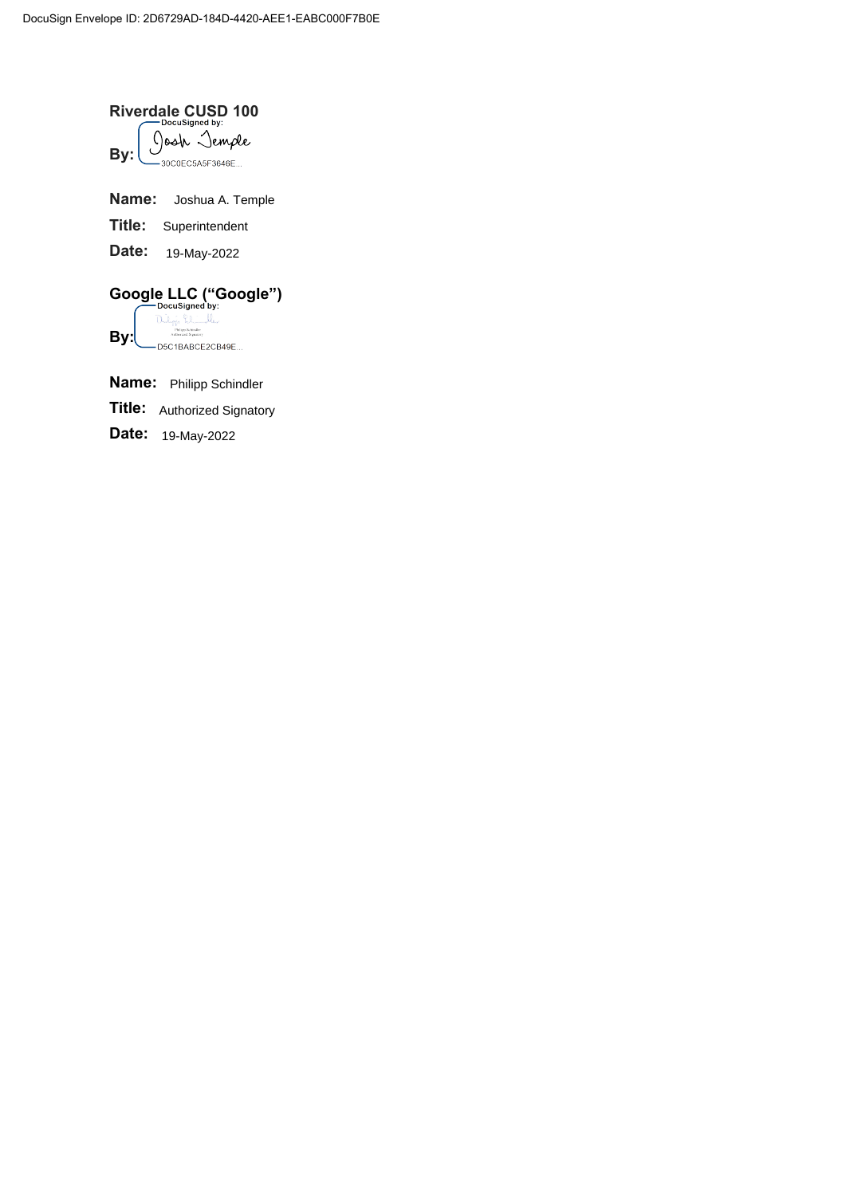DocuSign Envelope ID: 2D6729AD-184D-4420-AEE1-EABC000F7B0E

**Riverdale CUSD 100**

**By:** DocuSigned by: Josh Temple
30C0EC5A5F3646E...

**Name:** Joshua A. Temple

**Title:** Superintendent

**Date:** 19-May-2022

**Google LLC ("Google")**

**By:** DocuSigned by: Philipp Schindler
D5C1BABCE2CB49E...

**Name:** Philipp Schindler

**Title:** Authorized Signatory

**Date:** 19-May-2022